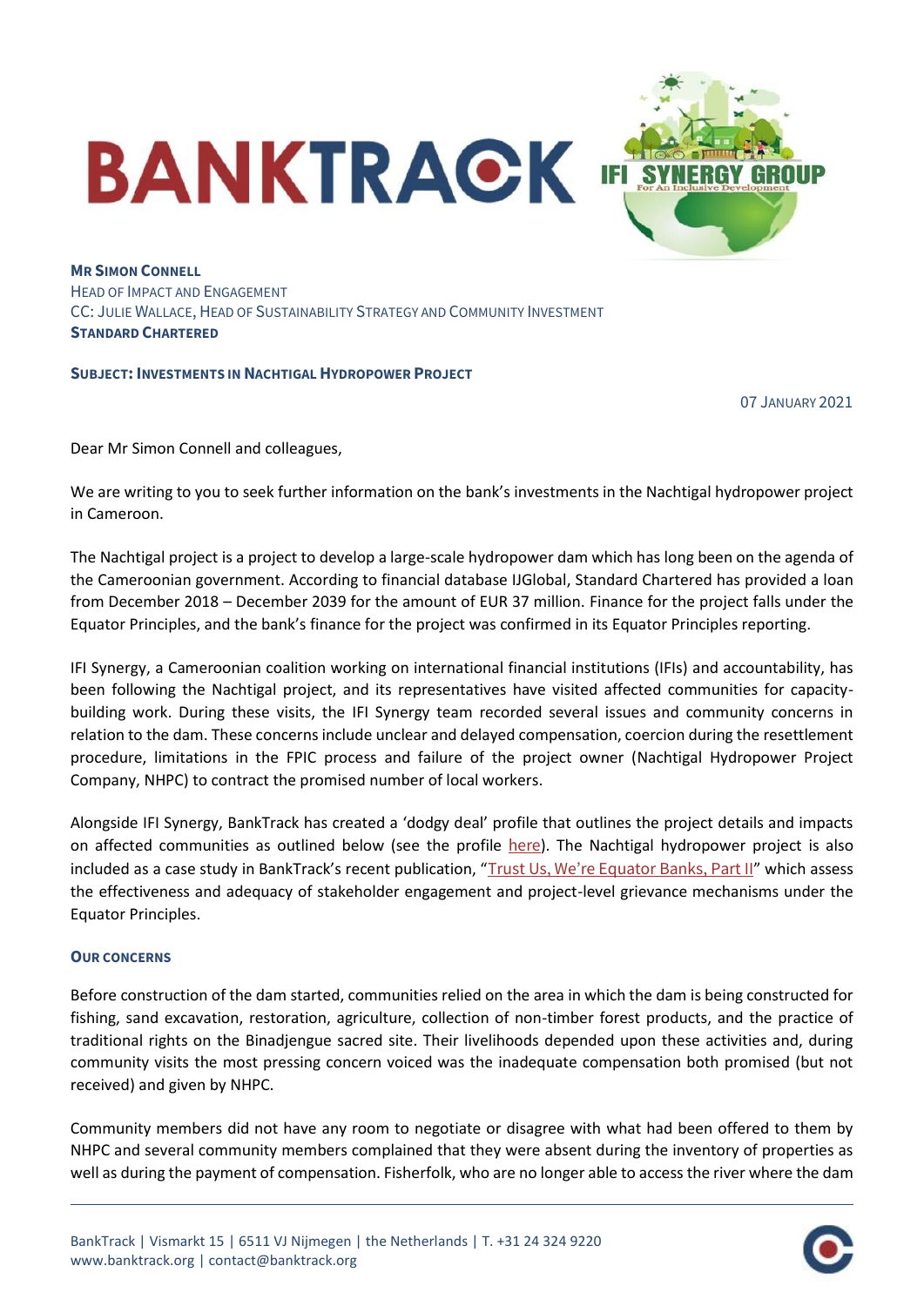**MR SIMON CONNELL**
HEAD OF IMPACT AND ENGAGEMENT
CC: JULIE WALLACE, HEAD OF SUSTAINABILITY STRATEGY AND COMMUNITY INVESTMENT
**STANDARD CHARTERED**

**SUBJECT: INVESTMENTS IN NACHTIGAL HYDROPOWER PROJECT**

07 JANUARY 2021

Dear Mr Simon Connell and colleagues,

We are writing to you to seek further information on the bank's investments in the Nachtigal hydropower project in Cameroon.

The Nachtigal project is a project to develop a large-scale hydropower dam which has long been on the agenda of the Cameroonian government. According to financial database IJGlobal, Standard Chartered has provided a loan from December 2018 – December 2039 for the amount of EUR 37 million. Finance for the project falls under the Equator Principles, and the bank's finance for the project was confirmed in its Equator Principles reporting.

IFI Synergy, a Cameroonian coalition working on international financial institutions (IFIs) and accountability, has been following the Nachtigal project, and its representatives have visited affected communities for capacity-building work. During these visits, the IFI Synergy team recorded several issues and community concerns in relation to the dam. These concerns include unclear and delayed compensation, coercion during the resettlement procedure, limitations in the FPIC process and failure of the project owner (Nachtigal Hydropower Project Company, NHPC) to contract the promised number of local workers.

Alongside IFI Synergy, BankTrack has created a 'dodgy deal' profile that outlines the project details and impacts on affected communities as outlined below (see the profile here). The Nachtigal hydropower project is also included as a case study in BankTrack's recent publication, "Trust Us, We're Equator Banks, Part II" which assess the effectiveness and adequacy of stakeholder engagement and project-level grievance mechanisms under the Equator Principles.

### OUR CONCERNS

Before construction of the dam started, communities relied on the area in which the dam is being constructed for fishing, sand excavation, restoration, agriculture, collection of non-timber forest products, and the practice of traditional rights on the Binadjengue sacred site. Their livelihoods depended upon these activities and, during community visits the most pressing concern voiced was the inadequate compensation both promised (but not received) and given by NHPC.

Community members did not have any room to negotiate or disagree with what had been offered to them by NHPC and several community members complained that they were absent during the inventory of properties as well as during the payment of compensation. Fisherfolk, who are no longer able to access the river where the dam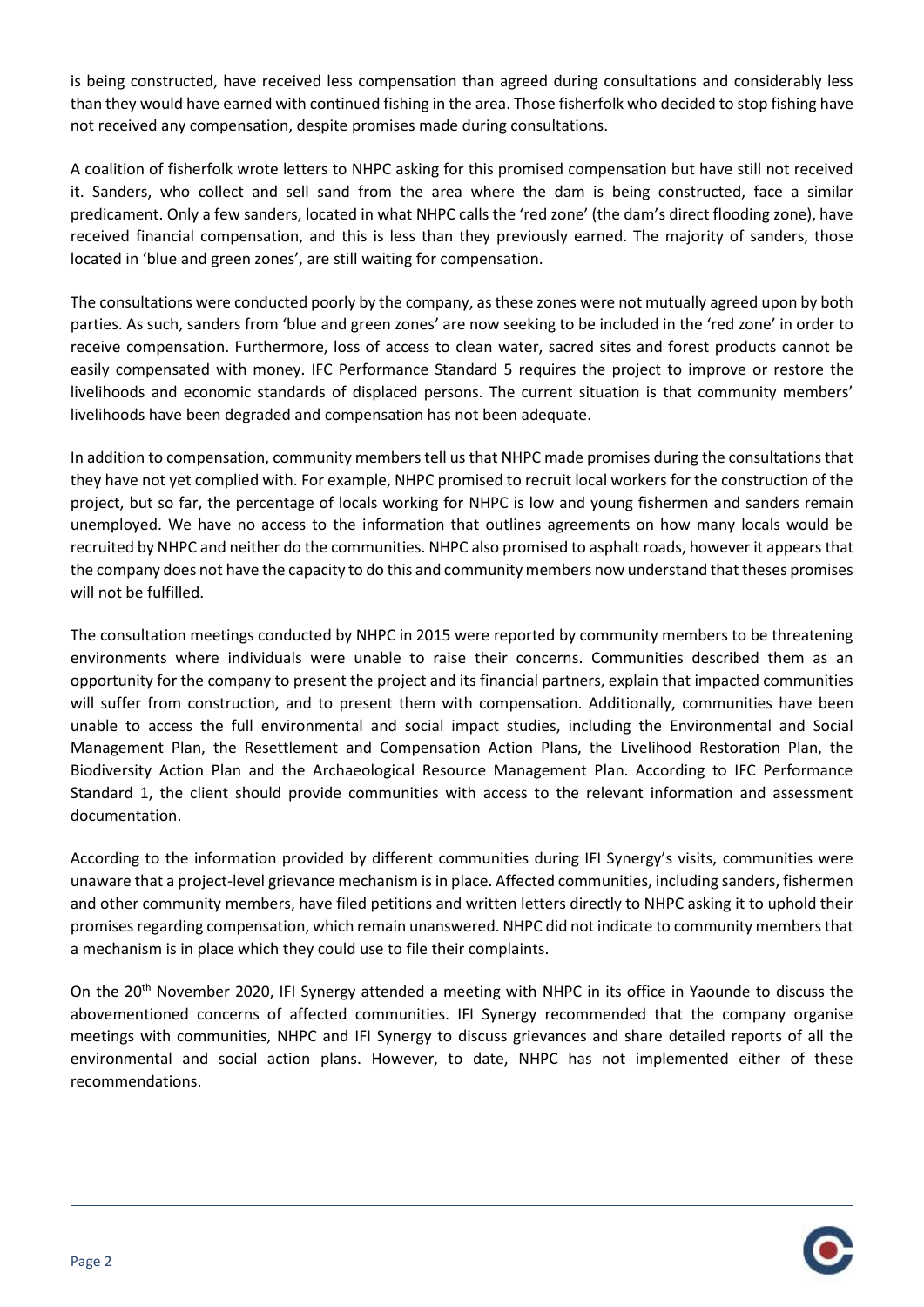is being constructed, have received less compensation than agreed during consultations and considerably less than they would have earned with continued fishing in the area. Those fisherfolk who decided to stop fishing have not received any compensation, despite promises made during consultations.

A coalition of fisherfolk wrote letters to NHPC asking for this promised compensation but have still not received it. Sanders, who collect and sell sand from the area where the dam is being constructed, face a similar predicament. Only a few sanders, located in what NHPC calls the 'red zone' (the dam's direct flooding zone), have received financial compensation, and this is less than they previously earned. The majority of sanders, those located in 'blue and green zones', are still waiting for compensation.

The consultations were conducted poorly by the company, as these zones were not mutually agreed upon by both parties. As such, sanders from 'blue and green zones' are now seeking to be included in the 'red zone' in order to receive compensation. Furthermore, loss of access to clean water, sacred sites and forest products cannot be easily compensated with money. IFC Performance Standard 5 requires the project to improve or restore the livelihoods and economic standards of displaced persons. The current situation is that community members' livelihoods have been degraded and compensation has not been adequate.

In addition to compensation, community members tell us that NHPC made promises during the consultations that they have not yet complied with. For example, NHPC promised to recruit local workers for the construction of the project, but so far, the percentage of locals working for NHPC is low and young fishermen and sanders remain unemployed. We have no access to the information that outlines agreements on how many locals would be recruited by NHPC and neither do the communities. NHPC also promised to asphalt roads, however it appears that the company does not have the capacity to do this and community members now understand that theses promises will not be fulfilled.

The consultation meetings conducted by NHPC in 2015 were reported by community members to be threatening environments where individuals were unable to raise their concerns. Communities described them as an opportunity for the company to present the project and its financial partners, explain that impacted communities will suffer from construction, and to present them with compensation. Additionally, communities have been unable to access the full environmental and social impact studies, including the Environmental and Social Management Plan, the Resettlement and Compensation Action Plans, the Livelihood Restoration Plan, the Biodiversity Action Plan and the Archaeological Resource Management Plan. According to IFC Performance Standard 1, the client should provide communities with access to the relevant information and assessment documentation.

According to the information provided by different communities during IFI Synergy's visits, communities were unaware that a project-level grievance mechanism is in place. Affected communities, including sanders, fishermen and other community members, have filed petitions and written letters directly to NHPC asking it to uphold their promises regarding compensation, which remain unanswered. NHPC did not indicate to community members that a mechanism is in place which they could use to file their complaints.

On the 20th November 2020, IFI Synergy attended a meeting with NHPC in its office in Yaounde to discuss the abovementioned concerns of affected communities. IFI Synergy recommended that the company organise meetings with communities, NHPC and IFI Synergy to discuss grievances and share detailed reports of all the environmental and social action plans. However, to date, NHPC has not implemented either of these recommendations.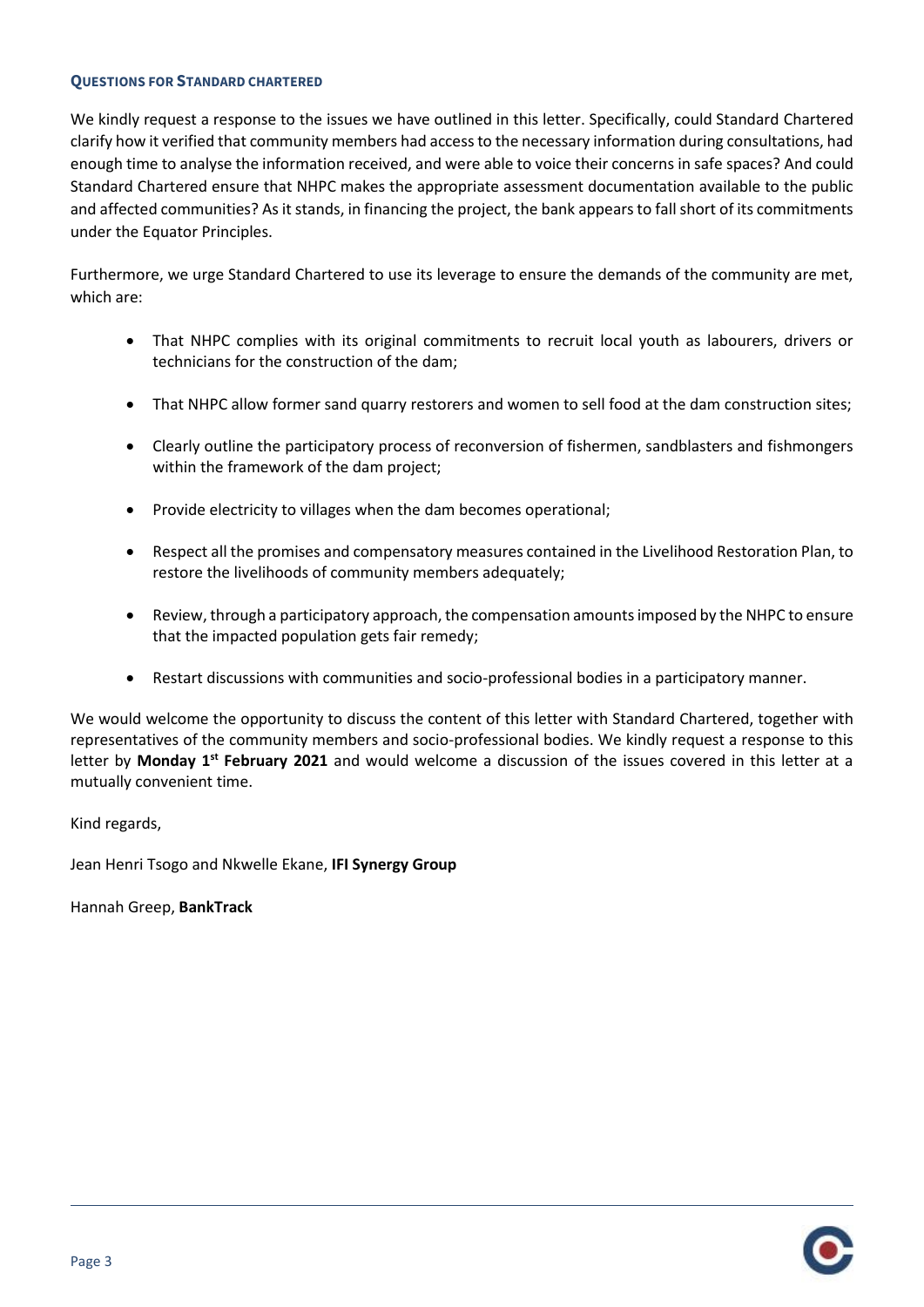### QUESTIONS FOR STANDARD CHARTERED

We kindly request a response to the issues we have outlined in this letter. Specifically, could Standard Chartered clarify how it verified that community members had access to the necessary information during consultations, had enough time to analyse the information received, and were able to voice their concerns in safe spaces? And could Standard Chartered ensure that NHPC makes the appropriate assessment documentation available to the public and affected communities? As it stands, in financing the project, the bank appears to fall short of its commitments under the Equator Principles.

Furthermore, we urge Standard Chartered to use its leverage to ensure the demands of the community are met, which are:

- That NHPC complies with its original commitments to recruit local youth as labourers, drivers or technicians for the construction of the dam;
- That NHPC allow former sand quarry restorers and women to sell food at the dam construction sites;
- Clearly outline the participatory process of reconversion of fishermen, sandblasters and fishmongers within the framework of the dam project;
- Provide electricity to villages when the dam becomes operational;
- Respect all the promises and compensatory measures contained in the Livelihood Restoration Plan, to restore the livelihoods of community members adequately;
- Review, through a participatory approach, the compensation amounts imposed by the NHPC to ensure that the impacted population gets fair remedy;
- Restart discussions with communities and socio-professional bodies in a participatory manner.

We would welcome the opportunity to discuss the content of this letter with Standard Chartered, together with representatives of the community members and socio-professional bodies. We kindly request a response to this letter by **Monday 1st February 2021** and would welcome a discussion of the issues covered in this letter at a mutually convenient time.

Kind regards,

Jean Henri Tsogo and Nkwelle Ekane, **IFI Synergy Group**

Hannah Greep, **BankTrack**